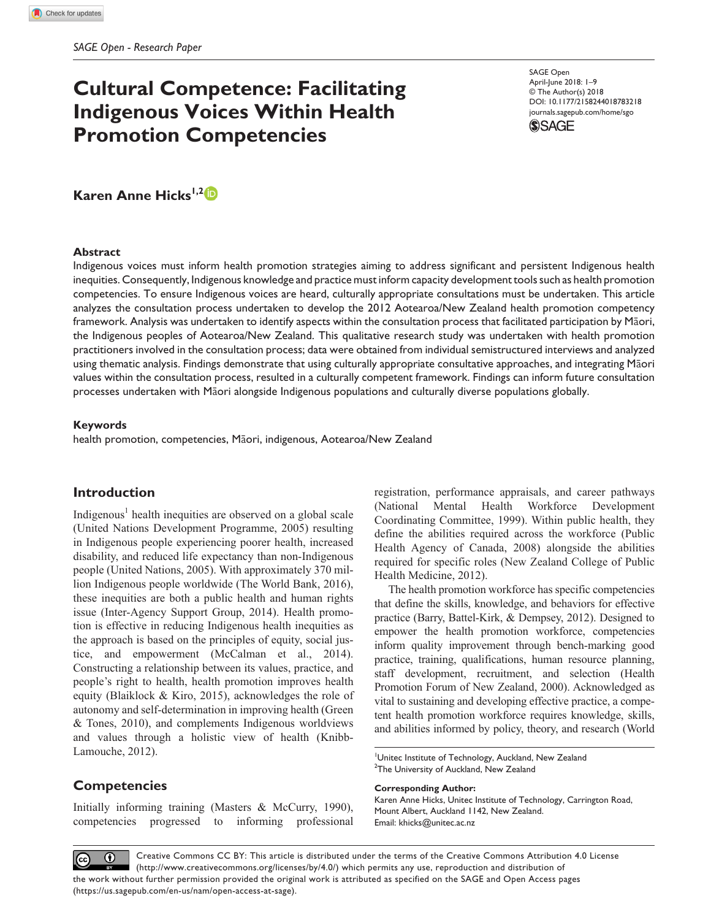# Cultural Competence: Facilitating Indigenous Voices Within Health Promotion Competencies

SAGE Open
April-June 2018: 1–9
© The Author(s) 2018
DOI: 10.1177/2158244018783218
journals.sagepub.com/home/sgo

**Karen Anne Hicks**[1,2]

## Abstract

Indigenous voices must inform health promotion strategies aiming to address significant and persistent Indigenous health inequities. Consequently, Indigenous knowledge and practice must inform capacity development tools such as health promotion competencies. To ensure Indigenous voices are heard, culturally appropriate consultations must be undertaken. This article analyzes the consultation process undertaken to develop the 2012 Aotearoa/New Zealand health promotion competency framework. Analysis was undertaken to identify aspects within the consultation process that facilitated participation by Māori, the Indigenous peoples of Aotearoa/New Zealand. This qualitative research study was undertaken with health promotion practitioners involved in the consultation process; data were obtained from individual semistructured interviews and analyzed using thematic analysis. Findings demonstrate that using culturally appropriate consultative approaches, and integrating Māori values within the consultation process, resulted in a culturally competent framework. Findings can inform future consultation processes undertaken with Māori alongside Indigenous populations and culturally diverse populations globally.

### Keywords

health promotion, competencies, Māori, indigenous, Aotearoa/New Zealand

## Introduction

Indigenous[1] health inequities are observed on a global scale (United Nations Development Programme, 2005) resulting in Indigenous people experiencing poorer health, increased disability, and reduced life expectancy than non-Indigenous people (United Nations, 2005). With approximately 370 million Indigenous people worldwide (The World Bank, 2016), these inequities are both a public health and human rights issue (Inter-Agency Support Group, 2014). Health promotion is effective in reducing Indigenous health inequities as the approach is based on the principles of equity, social justice, and empowerment (McCalman et al., 2014). Constructing a relationship between its values, practice, and people's right to health, health promotion improves health equity (Blaiklock & Kiro, 2015), acknowledges the role of autonomy and self-determination in improving health (Green & Tones, 2010), and complements Indigenous worldviews and values through a holistic view of health (Knibb-Lamouche, 2012).

## Competencies

Initially informing training (Masters & McCurry, 1990), competencies progressed to informing professional registration, performance appraisals, and career pathways (National Mental Health Workforce Development Coordinating Committee, 1999). Within public health, they define the abilities required across the workforce (Public Health Agency of Canada, 2008) alongside the abilities required for specific roles (New Zealand College of Public Health Medicine, 2012).

The health promotion workforce has specific competencies that define the skills, knowledge, and behaviors for effective practice (Barry, Battel-Kirk, & Dempsey, 2012). Designed to empower the health promotion workforce, competencies inform quality improvement through bench-marking good practice, training, qualifications, human resource planning, staff development, recruitment, and selection (Health Promotion Forum of New Zealand, 2000). Acknowledged as vital to sustaining and developing effective practice, a competent health promotion workforce requires knowledge, skills, and abilities informed by policy, theory, and research (World

[1]Unitec Institute of Technology, Auckland, New Zealand
[2]The University of Auckland, New Zealand

**Corresponding Author:**
Karen Anne Hicks, Unitec Institute of Technology, Carrington Road, Mount Albert, Auckland 1142, New Zealand.
Email: khicks@unitec.ac.nz

Creative Commons CC BY: This article is distributed under the terms of the Creative Commons Attribution 4.0 License (http://www.creativecommons.org/licenses/by/4.0/) which permits any use, reproduction and distribution of the work without further permission provided the original work is attributed as specified on the SAGE and Open Access pages (https://us.sagepub.com/en-us/nam/open-access-at-sage).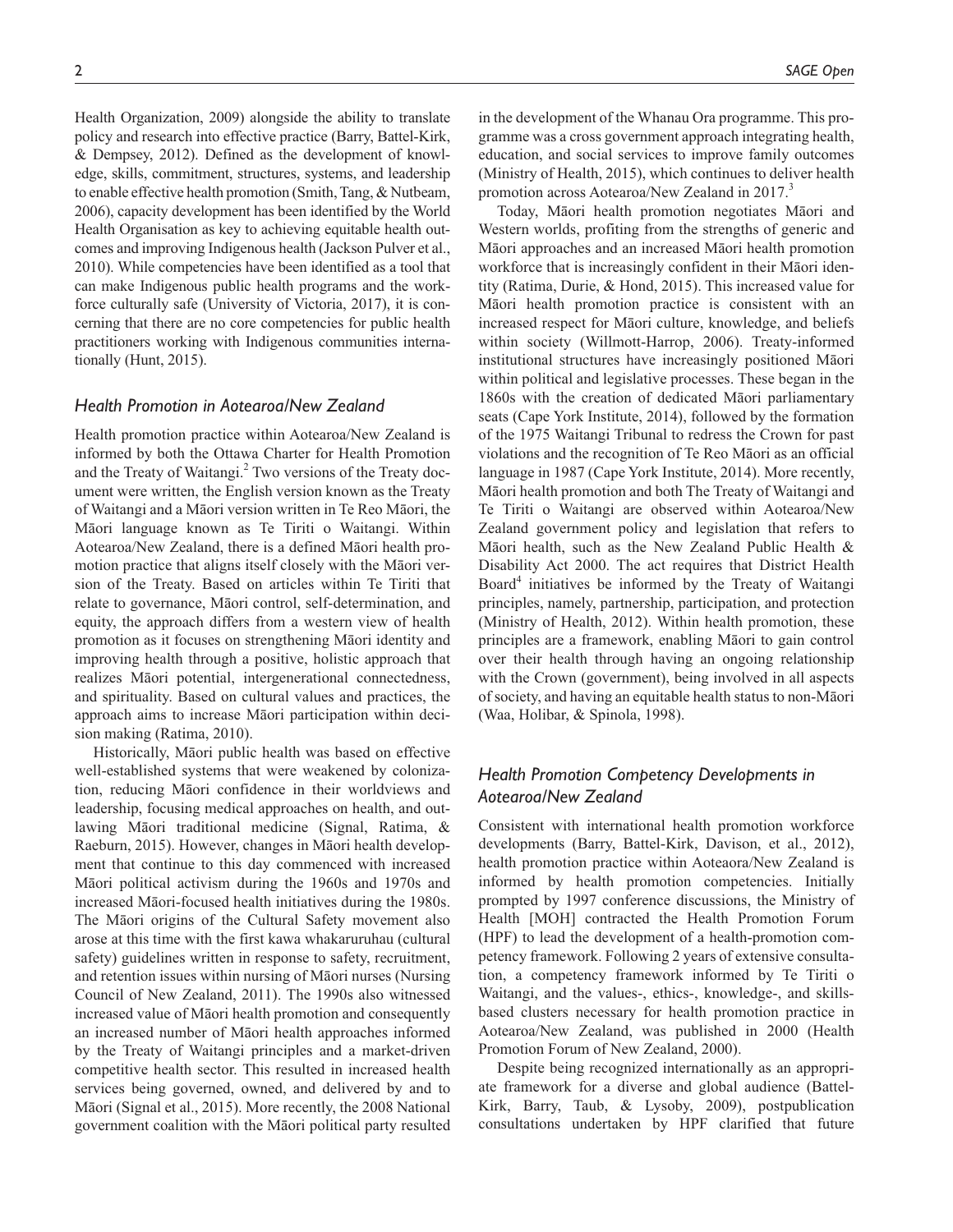Health Organization, 2009) alongside the ability to translate policy and research into effective practice (Barry, Battel-Kirk, & Dempsey, 2012). Defined as the development of knowledge, skills, commitment, structures, systems, and leadership to enable effective health promotion (Smith, Tang, & Nutbeam, 2006), capacity development has been identified by the World Health Organisation as key to achieving equitable health outcomes and improving Indigenous health (Jackson Pulver et al., 2010). While competencies have been identified as a tool that can make Indigenous public health programs and the workforce culturally safe (University of Victoria, 2017), it is concerning that there are no core competencies for public health practitioners working with Indigenous communities internationally (Hunt, 2015).

## *Health Promotion in Aotearoa/New Zealand*

Health promotion practice within Aotearoa/New Zealand is informed by both the Ottawa Charter for Health Promotion and the Treaty of Waitangi.[2] Two versions of the Treaty document were written, the English version known as the Treaty of Waitangi and a Māori version written in Te Reo Māori, the Māori language known as Te Tiriti o Waitangi. Within Aotearoa/New Zealand, there is a defined Māori health promotion practice that aligns itself closely with the Māori version of the Treaty. Based on articles within Te Tiriti that relate to governance, Māori control, self-determination, and equity, the approach differs from a western view of health promotion as it focuses on strengthening Māori identity and improving health through a positive, holistic approach that realizes Māori potential, intergenerational connectedness, and spirituality. Based on cultural values and practices, the approach aims to increase Māori participation within decision making (Ratima, 2010).

Historically, Māori public health was based on effective well-established systems that were weakened by colonization, reducing Māori confidence in their worldviews and leadership, focusing medical approaches on health, and outlawing Māori traditional medicine (Signal, Ratima, & Raeburn, 2015). However, changes in Māori health development that continue to this day commenced with increased Māori political activism during the 1960s and 1970s and increased Māori-focused health initiatives during the 1980s. The Māori origins of the Cultural Safety movement also arose at this time with the first kawa whakaruruhau (cultural safety) guidelines written in response to safety, recruitment, and retention issues within nursing of Māori nurses (Nursing Council of New Zealand, 2011). The 1990s also witnessed increased value of Māori health promotion and consequently an increased number of Māori health approaches informed by the Treaty of Waitangi principles and a market-driven competitive health sector. This resulted in increased health services being governed, owned, and delivered by and to Māori (Signal et al., 2015). More recently, the 2008 National government coalition with the Māori political party resulted in the development of the Whanau Ora programme. This programme was a cross government approach integrating health, education, and social services to improve family outcomes (Ministry of Health, 2015), which continues to deliver health promotion across Aotearoa/New Zealand in 2017.[3]

Today, Māori health promotion negotiates Māori and Western worlds, profiting from the strengths of generic and Māori approaches and an increased Māori health promotion workforce that is increasingly confident in their Māori identity (Ratima, Durie, & Hond, 2015). This increased value for Māori health promotion practice is consistent with an increased respect for Māori culture, knowledge, and beliefs within society (Willmott-Harrop, 2006). Treaty-informed institutional structures have increasingly positioned Māori within political and legislative processes. These began in the 1860s with the creation of dedicated Māori parliamentary seats (Cape York Institute, 2014), followed by the formation of the 1975 Waitangi Tribunal to redress the Crown for past violations and the recognition of Te Reo Māori as an official language in 1987 (Cape York Institute, 2014). More recently, Māori health promotion and both The Treaty of Waitangi and Te Tiriti o Waitangi are observed within Aotearoa/New Zealand government policy and legislation that refers to Māori health, such as the New Zealand Public Health & Disability Act 2000. The act requires that District Health Board[4] initiatives be informed by the Treaty of Waitangi principles, namely, partnership, participation, and protection (Ministry of Health, 2012). Within health promotion, these principles are a framework, enabling Māori to gain control over their health through having an ongoing relationship with the Crown (government), being involved in all aspects of society, and having an equitable health status to non-Māori (Waa, Holibar, & Spinola, 1998).

## *Health Promotion Competency Developments in Aotearoa/New Zealand*

Consistent with international health promotion workforce developments (Barry, Battel-Kirk, Davison, et al., 2012), health promotion practice within Aoteaora/New Zealand is informed by health promotion competencies. Initially prompted by 1997 conference discussions, the Ministry of Health [MOH] contracted the Health Promotion Forum (HPF) to lead the development of a health-promotion competency framework. Following 2 years of extensive consultation, a competency framework informed by Te Tiriti o Waitangi, and the values-, ethics-, knowledge-, and skills-based clusters necessary for health promotion practice in Aotearoa/New Zealand, was published in 2000 (Health Promotion Forum of New Zealand, 2000).

Despite being recognized internationally as an appropriate framework for a diverse and global audience (Battel-Kirk, Barry, Taub, & Lysoby, 2009), postpublication consultations undertaken by HPF clarified that future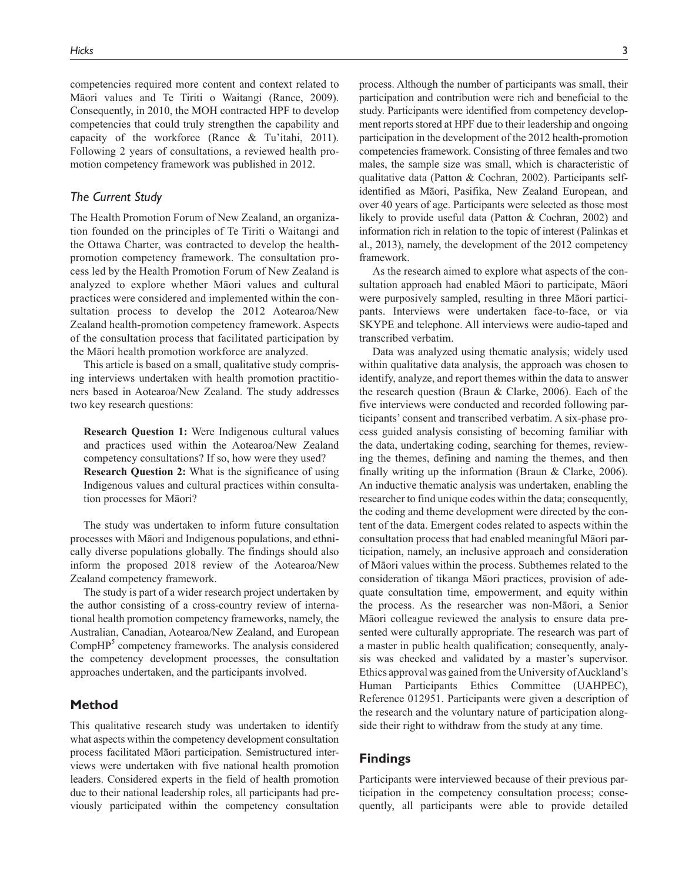competencies required more content and context related to Māori values and Te Tiriti o Waitangi (Rance, 2009). Consequently, in 2010, the MOH contracted HPF to develop competencies that could truly strengthen the capability and capacity of the workforce (Rance & Tu'itahi, 2011). Following 2 years of consultations, a reviewed health promotion competency framework was published in 2012.

### *The Current Study*

The Health Promotion Forum of New Zealand, an organization founded on the principles of Te Tiriti o Waitangi and the Ottawa Charter, was contracted to develop the health-promotion competency framework. The consultation process led by the Health Promotion Forum of New Zealand is analyzed to explore whether Māori values and cultural practices were considered and implemented within the consultation process to develop the 2012 Aotearoa/New Zealand health-promotion competency framework. Aspects of the consultation process that facilitated participation by the Māori health promotion workforce are analyzed.

This article is based on a small, qualitative study comprising interviews undertaken with health promotion practitioners based in Aotearoa/New Zealand. The study addresses two key research questions:

**Research Question 1:** Were Indigenous cultural values and practices used within the Aotearoa/New Zealand competency consultations? If so, how were they used?
**Research Question 2:** What is the significance of using Indigenous values and cultural practices within consultation processes for Māori?

The study was undertaken to inform future consultation processes with Māori and Indigenous populations, and ethnically diverse populations globally. The findings should also inform the proposed 2018 review of the Aotearoa/New Zealand competency framework.

The study is part of a wider research project undertaken by the author consisting of a cross-country review of international health promotion competency frameworks, namely, the Australian, Canadian, Aotearoa/New Zealand, and European CompHP[5] competency frameworks. The analysis considered the competency development processes, the consultation approaches undertaken, and the participants involved.

## Method

This qualitative research study was undertaken to identify what aspects within the competency development consultation process facilitated Māori participation. Semistructured interviews were undertaken with five national health promotion leaders. Considered experts in the field of health promotion due to their national leadership roles, all participants had previously participated within the competency consultation process. Although the number of participants was small, their participation and contribution were rich and beneficial to the study. Participants were identified from competency development reports stored at HPF due to their leadership and ongoing participation in the development of the 2012 health-promotion competencies framework. Consisting of three females and two males, the sample size was small, which is characteristic of qualitative data (Patton & Cochran, 2002). Participants self-identified as Māori, Pasifika, New Zealand European, and over 40 years of age. Participants were selected as those most likely to provide useful data (Patton & Cochran, 2002) and information rich in relation to the topic of interest (Palinkas et al., 2013), namely, the development of the 2012 competency framework.

As the research aimed to explore what aspects of the consultation approach had enabled Māori to participate, Māori were purposively sampled, resulting in three Māori participants. Interviews were undertaken face-to-face, or via SKYPE and telephone. All interviews were audio-taped and transcribed verbatim.

Data was analyzed using thematic analysis; widely used within qualitative data analysis, the approach was chosen to identify, analyze, and report themes within the data to answer the research question (Braun & Clarke, 2006). Each of the five interviews were conducted and recorded following participants' consent and transcribed verbatim. A six-phase process guided analysis consisting of becoming familiar with the data, undertaking coding, searching for themes, reviewing the themes, defining and naming the themes, and then finally writing up the information (Braun & Clarke, 2006). An inductive thematic analysis was undertaken, enabling the researcher to find unique codes within the data; consequently, the coding and theme development were directed by the content of the data. Emergent codes related to aspects within the consultation process that had enabled meaningful Māori participation, namely, an inclusive approach and consideration of Māori values within the process. Subthemes related to the consideration of tikanga Māori practices, provision of adequate consultation time, empowerment, and equity within the process. As the researcher was non-Māori, a Senior Māori colleague reviewed the analysis to ensure data presented were culturally appropriate. The research was part of a master in public health qualification; consequently, analysis was checked and validated by a master's supervisor. Ethics approval was gained from the University of Auckland's Human Participants Ethics Committee (UAHPEC), Reference 012951. Participants were given a description of the research and the voluntary nature of participation alongside their right to withdraw from the study at any time.

## Findings

Participants were interviewed because of their previous participation in the competency consultation process; consequently, all participants were able to provide detailed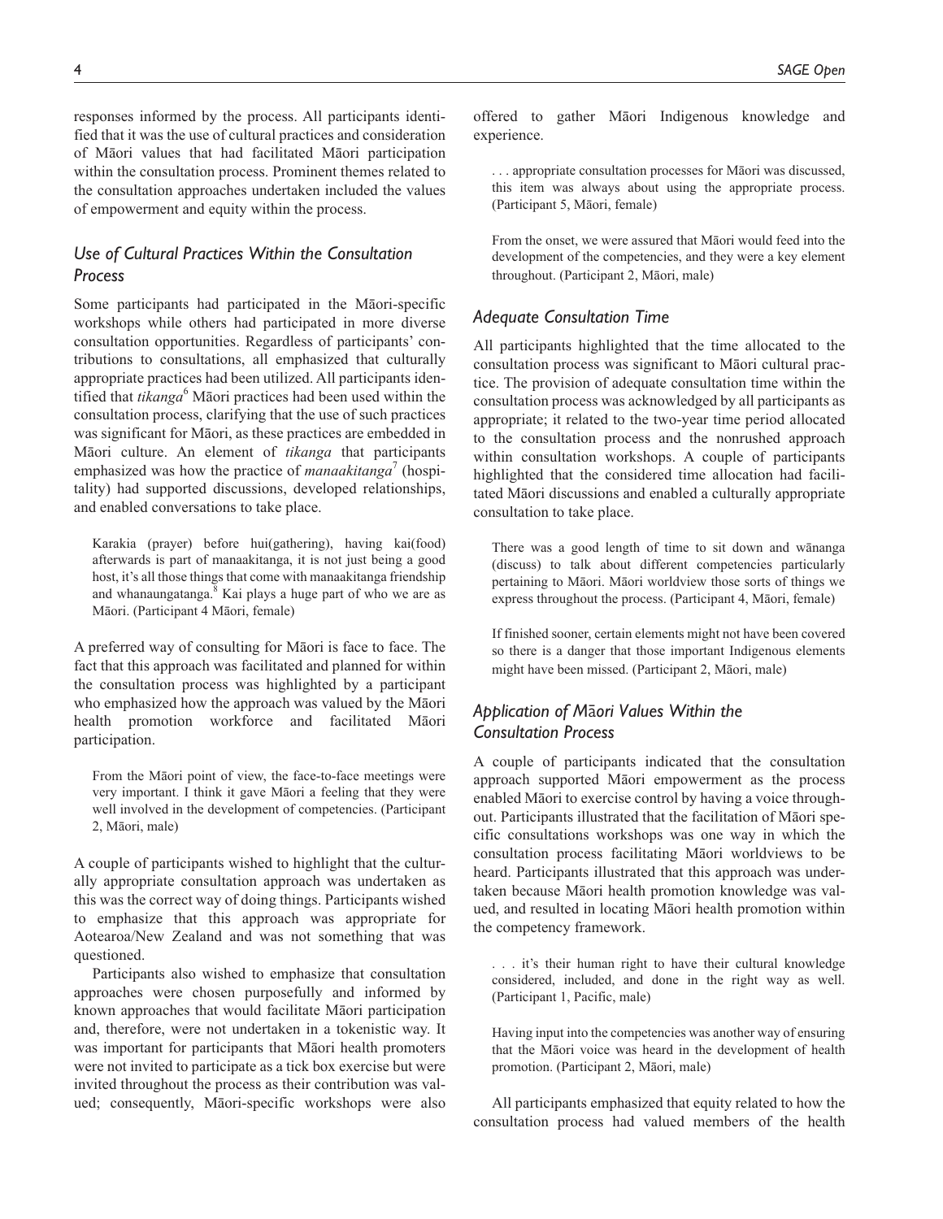responses informed by the process. All participants identified that it was the use of cultural practices and consideration of Māori values that had facilitated Māori participation within the consultation process. Prominent themes related to the consultation approaches undertaken included the values of empowerment and equity within the process.

### *Use of Cultural Practices Within the Consultation Process*

Some participants had participated in the Māori-specific workshops while others had participated in more diverse consultation opportunities. Regardless of participants' contributions to consultations, all emphasized that culturally appropriate practices had been utilized. All participants identified that *tikanga*[6] Māori practices had been used within the consultation process, clarifying that the use of such practices was significant for Māori, as these practices are embedded in Māori culture. An element of *tikanga* that participants emphasized was how the practice of *manaakitanga*[7] (hospitality) had supported discussions, developed relationships, and enabled conversations to take place.

> Karakia (prayer) before hui(gathering), having kai(food) afterwards is part of manaakitanga, it is not just being a good host, it's all those things that come with manaakitanga friendship and whanaungatanga.[8] Kai plays a huge part of who we are as Māori. (Participant 4 Māori, female)

A preferred way of consulting for Māori is face to face. The fact that this approach was facilitated and planned for within the consultation process was highlighted by a participant who emphasized how the approach was valued by the Māori health promotion workforce and facilitated Māori participation.

> From the Māori point of view, the face-to-face meetings were very important. I think it gave Māori a feeling that they were well involved in the development of competencies. (Participant 2, Māori, male)

A couple of participants wished to highlight that the culturally appropriate consultation approach was undertaken as this was the correct way of doing things. Participants wished to emphasize that this approach was appropriate for Aotearoa/New Zealand and was not something that was questioned.

Participants also wished to emphasize that consultation approaches were chosen purposefully and informed by known approaches that would facilitate Māori participation and, therefore, were not undertaken in a tokenistic way. It was important for participants that Māori health promoters were not invited to participate as a tick box exercise but were invited throughout the process as their contribution was valued; consequently, Māori-specific workshops were also offered to gather Māori Indigenous knowledge and experience.

> . . . appropriate consultation processes for Māori was discussed, this item was always about using the appropriate process. (Participant 5, Māori, female)

> From the onset, we were assured that Māori would feed into the development of the competencies, and they were a key element throughout. (Participant 2, Māori, male)

### *Adequate Consultation Time*

All participants highlighted that the time allocated to the consultation process was significant to Māori cultural practice. The provision of adequate consultation time within the consultation process was acknowledged by all participants as appropriate; it related to the two-year time period allocated to the consultation process and the nonrushed approach within consultation workshops. A couple of participants highlighted that the considered time allocation had facilitated Māori discussions and enabled a culturally appropriate consultation to take place.

> There was a good length of time to sit down and wānanga (discuss) to talk about different competencies particularly pertaining to Māori. Māori worldview those sorts of things we express throughout the process. (Participant 4, Māori, female)

> If finished sooner, certain elements might not have been covered so there is a danger that those important Indigenous elements might have been missed. (Participant 2, Māori, male)

### *Application of Māori Values Within the Consultation Process*

A couple of participants indicated that the consultation approach supported Māori empowerment as the process enabled Māori to exercise control by having a voice throughout. Participants illustrated that the facilitation of Māori specific consultations workshops was one way in which the consultation process facilitating Māori worldviews to be heard. Participants illustrated that this approach was undertaken because Māori health promotion knowledge was valued, and resulted in locating Māori health promotion within the competency framework.

> . . . it's their human right to have their cultural knowledge considered, included, and done in the right way as well. (Participant 1, Pacific, male)

> Having input into the competencies was another way of ensuring that the Māori voice was heard in the development of health promotion. (Participant 2, Māori, male)

All participants emphasized that equity related to how the consultation process had valued members of the health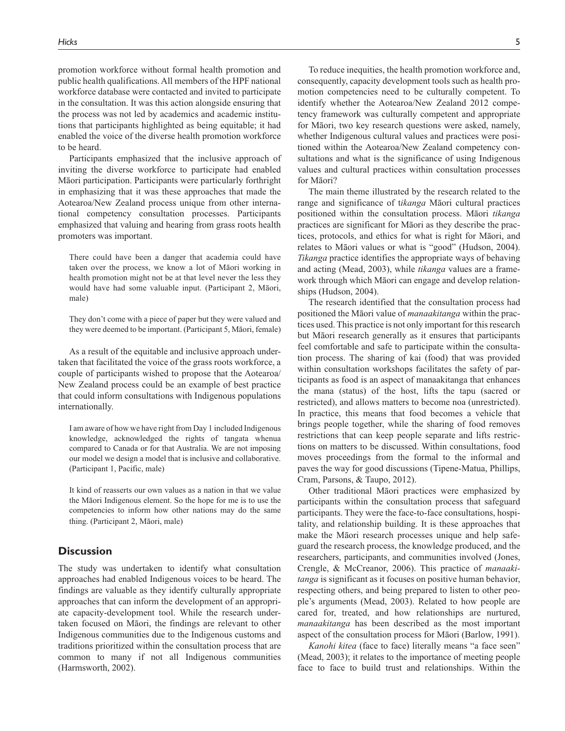promotion workforce without formal health promotion and public health qualifications. All members of the HPF national workforce database were contacted and invited to participate in the consultation. It was this action alongside ensuring that the process was not led by academics and academic institutions that participants highlighted as being equitable; it had enabled the voice of the diverse health promotion workforce to be heard.

Participants emphasized that the inclusive approach of inviting the diverse workforce to participate had enabled Māori participation. Participants were particularly forthright in emphasizing that it was these approaches that made the Aotearoa/New Zealand process unique from other international competency consultation processes. Participants emphasized that valuing and hearing from grass roots health promoters was important.

> There could have been a danger that academia could have taken over the process, we know a lot of Māori working in health promotion might not be at that level never the less they would have had some valuable input. (Participant 2, Māori, male)

> They don't come with a piece of paper but they were valued and they were deemed to be important. (Participant 5, Māori, female)

As a result of the equitable and inclusive approach undertaken that facilitated the voice of the grass roots workforce, a couple of participants wished to propose that the Aotearoa/New Zealand process could be an example of best practice that could inform consultations with Indigenous populations internationally.

> I am aware of how we have right from Day 1 included Indigenous knowledge, acknowledged the rights of tangata whenua compared to Canada or for that Australia. We are not imposing our model we design a model that is inclusive and collaborative. (Participant 1, Pacific, male)

> It kind of reasserts our own values as a nation in that we value the Māori Indigenous element. So the hope for me is to use the competencies to inform how other nations may do the same thing. (Participant 2, Māori, male)

## Discussion

The study was undertaken to identify what consultation approaches had enabled Indigenous voices to be heard. The findings are valuable as they identify culturally appropriate approaches that can inform the development of an appropriate capacity-development tool. While the research undertaken focused on Māori, the findings are relevant to other Indigenous communities due to the Indigenous customs and traditions prioritized within the consultation process that are common to many if not all Indigenous communities (Harmsworth, 2002).

To reduce inequities, the health promotion workforce and, consequently, capacity development tools such as health promotion competencies need to be culturally competent. To identify whether the Aotearoa/New Zealand 2012 competency framework was culturally competent and appropriate for Māori, two key research questions were asked, namely, whether Indigenous cultural values and practices were positioned within the Aotearoa/New Zealand competency consultations and what is the significance of using Indigenous values and cultural practices within consultation processes for Māori?

The main theme illustrated by the research related to the range and significance of t*ikanga* Māori cultural practices positioned within the consultation process. Māori *tikanga* practices are significant for Māori as they describe the practices, protocols, and ethics for what is right for Māori, and relates to Māori values or what is "good" (Hudson, 2004). *Tikanga* practice identifies the appropriate ways of behaving and acting (Mead, 2003), while *tikanga* values are a framework through which Māori can engage and develop relationships (Hudson, 2004).

The research identified that the consultation process had positioned the Māori value of *manaakitanga* within the practices used. This practice is not only important for this research but Māori research generally as it ensures that participants feel comfortable and safe to participate within the consultation process. The sharing of kai (food) that was provided within consultation workshops facilitates the safety of participants as food is an aspect of manaakitanga that enhances the mana (status) of the host, lifts the tapu (sacred or restricted), and allows matters to become noa (unrestricted). In practice, this means that food becomes a vehicle that brings people together, while the sharing of food removes restrictions that can keep people separate and lifts restrictions on matters to be discussed. Within consultations, food moves proceedings from the formal to the informal and paves the way for good discussions (Tipene-Matua, Phillips, Cram, Parsons, & Taupo, 2012).

Other traditional Māori practices were emphasized by participants within the consultation process that safeguard participants. They were the face-to-face consultations, hospitality, and relationship building. It is these approaches that make the Māori research processes unique and help safeguard the research process, the knowledge produced, and the researchers, participants, and communities involved (Jones, Crengle, & McCreanor, 2006). This practice of *manaakitanga* is significant as it focuses on positive human behavior, respecting others, and being prepared to listen to other people's arguments (Mead, 2003). Related to how people are cared for, treated, and how relationships are nurtured, *manaakitanga* has been described as the most important aspect of the consultation process for Māori (Barlow, 1991).

*Kanohi kitea* (face to face) literally means "a face seen" (Mead, 2003); it relates to the importance of meeting people face to face to build trust and relationships. Within the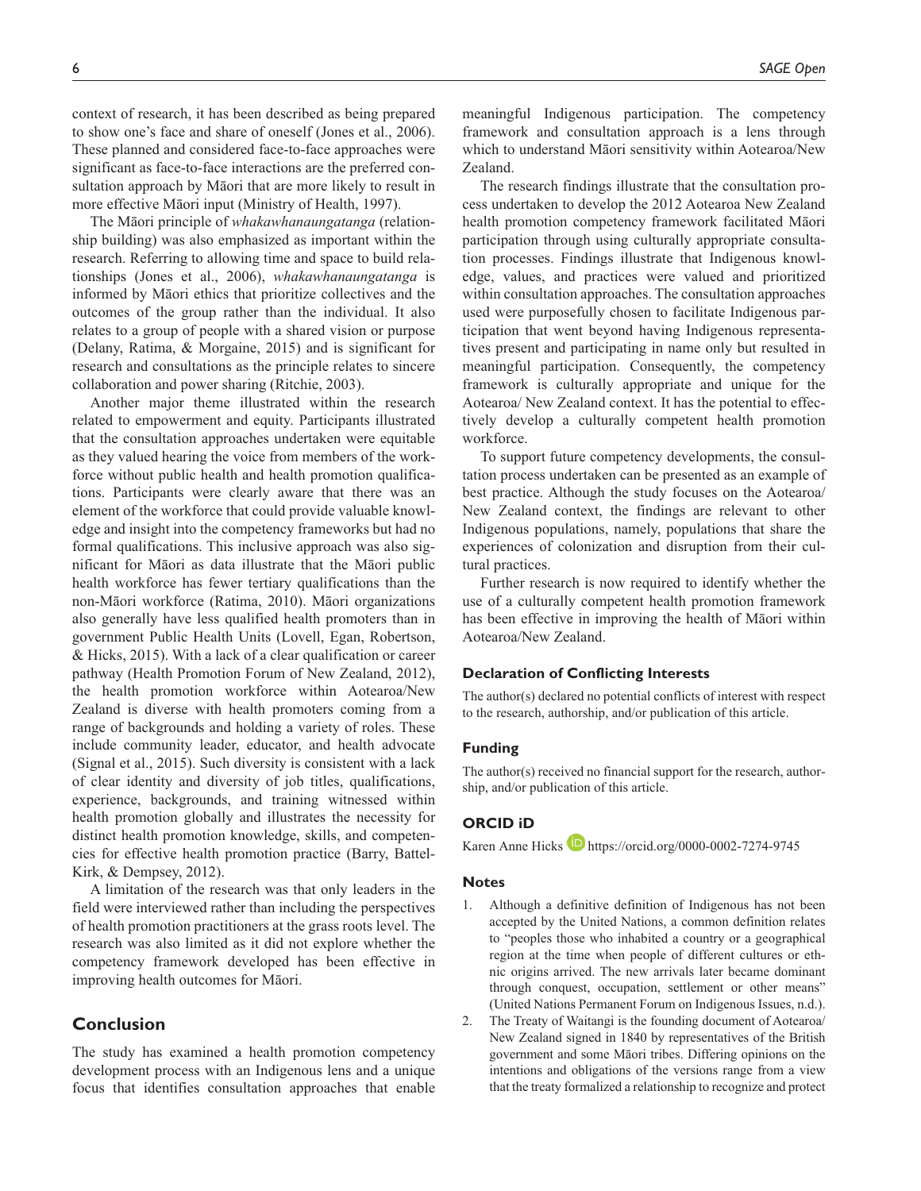context of research, it has been described as being prepared to show one's face and share of oneself (Jones et al., 2006). These planned and considered face-to-face approaches were significant as face-to-face interactions are the preferred consultation approach by Māori that are more likely to result in more effective Māori input (Ministry of Health, 1997).

The Māori principle of *whakawhanaungatanga* (relationship building) was also emphasized as important within the research. Referring to allowing time and space to build relationships (Jones et al., 2006), *whakawhanaungatanga* is informed by Māori ethics that prioritize collectives and the outcomes of the group rather than the individual. It also relates to a group of people with a shared vision or purpose (Delany, Ratima, & Morgaine, 2015) and is significant for research and consultations as the principle relates to sincere collaboration and power sharing (Ritchie, 2003).

Another major theme illustrated within the research related to empowerment and equity. Participants illustrated that the consultation approaches undertaken were equitable as they valued hearing the voice from members of the workforce without public health and health promotion qualifications. Participants were clearly aware that there was an element of the workforce that could provide valuable knowledge and insight into the competency frameworks but had no formal qualifications. This inclusive approach was also significant for Māori as data illustrate that the Māori public health workforce has fewer tertiary qualifications than the non-Māori workforce (Ratima, 2010). Māori organizations also generally have less qualified health promoters than in government Public Health Units (Lovell, Egan, Robertson, & Hicks, 2015). With a lack of a clear qualification or career pathway (Health Promotion Forum of New Zealand, 2012), the health promotion workforce within Aotearoa/New Zealand is diverse with health promoters coming from a range of backgrounds and holding a variety of roles. These include community leader, educator, and health advocate (Signal et al., 2015). Such diversity is consistent with a lack of clear identity and diversity of job titles, qualifications, experience, backgrounds, and training witnessed within health promotion globally and illustrates the necessity for distinct health promotion knowledge, skills, and competencies for effective health promotion practice (Barry, Battel-Kirk, & Dempsey, 2012).

A limitation of the research was that only leaders in the field were interviewed rather than including the perspectives of health promotion practitioners at the grass roots level. The research was also limited as it did not explore whether the competency framework developed has been effective in improving health outcomes for Māori.

## Conclusion

The study has examined a health promotion competency development process with an Indigenous lens and a unique focus that identifies consultation approaches that enable meaningful Indigenous participation. The competency framework and consultation approach is a lens through which to understand Māori sensitivity within Aotearoa/New Zealand.

The research findings illustrate that the consultation process undertaken to develop the 2012 Aotearoa New Zealand health promotion competency framework facilitated Māori participation through using culturally appropriate consultation processes. Findings illustrate that Indigenous knowledge, values, and practices were valued and prioritized within consultation approaches. The consultation approaches used were purposefully chosen to facilitate Indigenous participation that went beyond having Indigenous representatives present and participating in name only but resulted in meaningful participation. Consequently, the competency framework is culturally appropriate and unique for the Aotearoa/ New Zealand context. It has the potential to effectively develop a culturally competent health promotion workforce.

To support future competency developments, the consultation process undertaken can be presented as an example of best practice. Although the study focuses on the Aotearoa/ New Zealand context, the findings are relevant to other Indigenous populations, namely, populations that share the experiences of colonization and disruption from their cultural practices.

Further research is now required to identify whether the use of a culturally competent health promotion framework has been effective in improving the health of Māori within Aotearoa/New Zealand.

### Declaration of Conflicting Interests

The author(s) declared no potential conflicts of interest with respect to the research, authorship, and/or publication of this article.

### Funding

The author(s) received no financial support for the research, authorship, and/or publication of this article.

### ORCID iD

Karen Anne Hicks https://orcid.org/0000-0002-7274-9745

### Notes

1. Although a definitive definition of Indigenous has not been accepted by the United Nations, a common definition relates to "peoples those who inhabited a country or a geographical region at the time when people of different cultures or ethnic origins arrived. The new arrivals later became dominant through conquest, occupation, settlement or other means" (United Nations Permanent Forum on Indigenous Issues, n.d.).
2. The Treaty of Waitangi is the founding document of Aotearoa/ New Zealand signed in 1840 by representatives of the British government and some Māori tribes. Differing opinions on the intentions and obligations of the versions range from a view that the treaty formalized a relationship to recognize and protect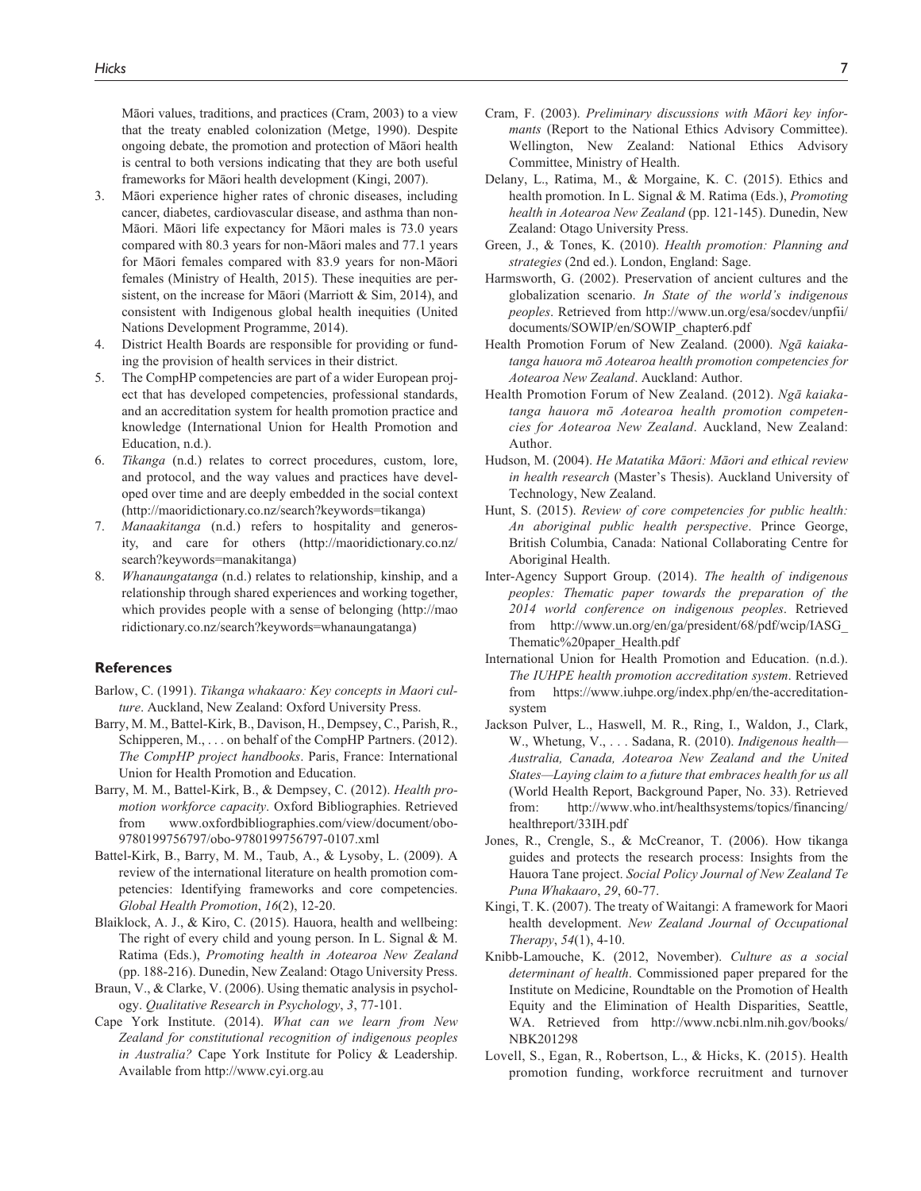Māori values, traditions, and practices (Cram, 2003) to a view that the treaty enabled colonization (Metge, 1990). Despite ongoing debate, the promotion and protection of Māori health is central to both versions indicating that they are both useful frameworks for Māori health development (Kingi, 2007).

3. Māori experience higher rates of chronic diseases, including cancer, diabetes, cardiovascular disease, and asthma than non-Māori. Māori life expectancy for Māori males is 73.0 years compared with 80.3 years for non-Māori males and 77.1 years for Māori females compared with 83.9 years for non-Māori females (Ministry of Health, 2015). These inequities are persistent, on the increase for Māori (Marriott & Sim, 2014), and consistent with Indigenous global health inequities (United Nations Development Programme, 2014).
4. District Health Boards are responsible for providing or funding the provision of health services in their district.
5. The CompHP competencies are part of a wider European project that has developed competencies, professional standards, and an accreditation system for health promotion practice and knowledge (International Union for Health Promotion and Education, n.d.).
6. *Tikanga* (n.d.) relates to correct procedures, custom, lore, and protocol, and the way values and practices have developed over time and are deeply embedded in the social context (http://maoridictionary.co.nz/search?keywords=tikanga)
7. *Manaakitanga* (n.d.) refers to hospitality and generosity, and care for others (http://maoridictionary.co.nz/search?keywords=manakitanga)
8. *Whanaungatanga* (n.d.) relates to relationship, kinship, and a relationship through shared experiences and working together, which provides people with a sense of belonging (http://maoridictionary.co.nz/search?keywords=whanaungatanga)

## References

Barlow, C. (1991). *Tikanga whakaaro: Key concepts in Maori culture*. Auckland, New Zealand: Oxford University Press.

Barry, M. M., Battel-Kirk, B., Davison, H., Dempsey, C., Parish, R., Schipperen, M., . . . on behalf of the CompHP Partners. (2012). *The CompHP project handbooks*. Paris, France: International Union for Health Promotion and Education.

Barry, M. M., Battel-Kirk, B., & Dempsey, C. (2012). *Health promotion workforce capacity*. Oxford Bibliographies. Retrieved from www.oxfordbibliographies.com/view/document/obo-9780199756797/obo-9780199756797-0107.xml

Battel-Kirk, B., Barry, M. M., Taub, A., & Lysoby, L. (2009). A review of the international literature on health promotion competencies: Identifying frameworks and core competencies. *Global Health Promotion*, *16*(2), 12-20.

Blaiklock, A. J., & Kiro, C. (2015). Hauora, health and wellbeing: The right of every child and young person. In L. Signal & M. Ratima (Eds.), *Promoting health in Aotearoa New Zealand* (pp. 188-216). Dunedin, New Zealand: Otago University Press.

Braun, V., & Clarke, V. (2006). Using thematic analysis in psychology. *Qualitative Research in Psychology*, *3*, 77-101.

Cape York Institute. (2014). *What can we learn from New Zealand for constitutional recognition of indigenous peoples in Australia?* Cape York Institute for Policy & Leadership. Available from http://www.cyi.org.au

Cram, F. (2003). *Preliminary discussions with Māori key informants* (Report to the National Ethics Advisory Committee). Wellington, New Zealand: National Ethics Advisory Committee, Ministry of Health.

Delany, L., Ratima, M., & Morgaine, K. C. (2015). Ethics and health promotion. In L. Signal & M. Ratima (Eds.), *Promoting health in Aotearoa New Zealand* (pp. 121-145). Dunedin, New Zealand: Otago University Press.

Green, J., & Tones, K. (2010). *Health promotion: Planning and strategies* (2nd ed.). London, England: Sage.

Harmsworth, G. (2002). Preservation of ancient cultures and the globalization scenario. *In State of the world's indigenous peoples*. Retrieved from http://www.un.org/esa/socdev/unpfii/documents/SOWIP/en/SOWIP_chapter6.pdf

Health Promotion Forum of New Zealand. (2000). *Ngā kaiakatanga hauora mō Aotearoa health promotion competencies for Aotearoa New Zealand*. Auckland: Author.

Health Promotion Forum of New Zealand. (2012). *Ngā kaiakatanga hauora mō Aotearoa health promotion competencies for Aotearoa New Zealand*. Auckland, New Zealand: Author.

Hudson, M. (2004). *He Matatika Māori: Māori and ethical review in health research* (Master's Thesis). Auckland University of Technology, New Zealand.

Hunt, S. (2015). *Review of core competencies for public health: An aboriginal public health perspective*. Prince George, British Columbia, Canada: National Collaborating Centre for Aboriginal Health.

Inter-Agency Support Group. (2014). *The health of indigenous peoples: Thematic paper towards the preparation of the 2014 world conference on indigenous peoples*. Retrieved from http://www.un.org/en/ga/president/68/pdf/wcip/IASG_Thematic%20paper_Health.pdf

International Union for Health Promotion and Education. (n.d.). *The IUHPE health promotion accreditation system*. Retrieved from https://www.iuhpe.org/index.php/en/the-accreditation-system

Jackson Pulver, L., Haswell, M. R., Ring, I., Waldon, J., Clark, W., Whetung, V., . . . Sadana, R. (2010). *Indigenous health—Australia, Canada, Aotearoa New Zealand and the United States—Laying claim to a future that embraces health for us all* (World Health Report, Background Paper, No. 33). Retrieved from: http://www.who.int/healthsystems/topics/financing/healthreport/33IH.pdf

Jones, R., Crengle, S., & McCreanor, T. (2006). How tikanga guides and protects the research process: Insights from the Hauora Tane project. *Social Policy Journal of New Zealand Te Puna Whakaaro*, *29*, 60-77.

Kingi, T. K. (2007). The treaty of Waitangi: A framework for Maori health development. *New Zealand Journal of Occupational Therapy*, *54*(1), 4-10.

Knibb-Lamouche, K. (2012, November). *Culture as a social determinant of health*. Commissioned paper prepared for the Institute on Medicine, Roundtable on the Promotion of Health Equity and the Elimination of Health Disparities, Seattle, WA. Retrieved from http://www.ncbi.nlm.nih.gov/books/NBK201298

Lovell, S., Egan, R., Robertson, L., & Hicks, K. (2015). Health promotion funding, workforce recruitment and turnover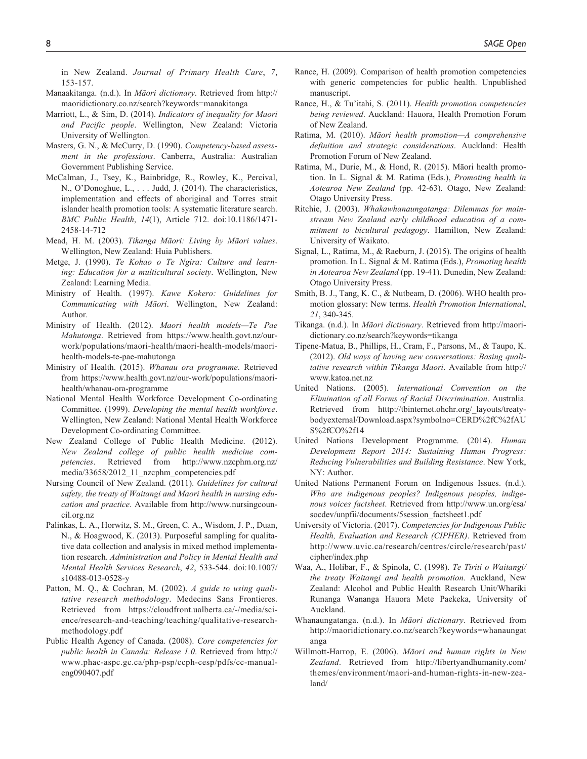in New Zealand. *Journal of Primary Health Care*, *7*, 153-157.

Manaakitanga. (n.d.). In *Māori dictionary*. Retrieved from http://maoridictionary.co.nz/search?keywords=manakitanga

Marriott, L., & Sim, D. (2014). *Indicators of inequality for Maori and Pacific people*. Wellington, New Zealand: Victoria University of Wellington.

Masters, G. N., & McCurry, D. (1990). *Competency-based assessment in the professions*. Canberra, Australia: Australian Government Publishing Service.

McCalman, J., Tsey, K., Bainbridge, R., Rowley, K., Percival, N., O'Donoghue, L., . . . Judd, J. (2014). The characteristics, implementation and effects of aboriginal and Torres strait islander health promotion tools: A systematic literature search. *BMC Public Health*, *14*(1), Article 712. doi:10.1186/1471-2458-14-712

Mead, H. M. (2003). *Tikanga Māori: Living by Māori values*. Wellington, New Zealand: Huia Publishers.

Metge, J. (1990). *Te Kohao o Te Ngira: Culture and learning: Education for a multicultural society*. Wellington, New Zealand: Learning Media.

Ministry of Health. (1997). *Kawe Kokero: Guidelines for Communicating with Māori*. Wellington, New Zealand: Author.

Ministry of Health. (2012). *Maori health models—Te Pae Mahutonga*. Retrieved from https://www.health.govt.nz/our-work/populations/maori-health/maori-health-models/maori-health-models-te-pae-mahutonga

Ministry of Health. (2015). *Whanau ora programme*. Retrieved from https://www.health.govt.nz/our-work/populations/maori-health/whanau-ora-programme

National Mental Health Workforce Development Co-ordinating Committee. (1999). *Developing the mental health workforce*. Wellington, New Zealand: National Mental Health Workforce Development Co-ordinating Committee.

New Zealand College of Public Health Medicine. (2012). *New Zealand college of public health medicine competencies*. Retrieved from http://www.nzcphm.org.nz/media/33658/2012_11_nzcphm_competencies.pdf

Nursing Council of New Zealand. (2011). *Guidelines for cultural safety, the treaty of Waitangi and Maori health in nursing education and practice*. Available from http://www.nursingcouncil.org.nz

Palinkas, L. A., Horwitz, S. M., Green, C. A., Wisdom, J. P., Duan, N., & Hoagwood, K. (2013). Purposeful sampling for qualitative data collection and analysis in mixed method implementation research. *Administration and Policy in Mental Health and Mental Health Services Research*, *42*, 533-544. doi:10.1007/s10488-013-0528-y

Patton, M. Q., & Cochran, M. (2002). *A guide to using qualitative research methodology*. Medecins Sans Frontieres. Retrieved from https://cloudfront.ualberta.ca/-/media/science/research-and-teaching/teaching/qualitative-research-methodology.pdf

Public Health Agency of Canada. (2008). *Core competencies for public health in Canada: Release 1.0*. Retrieved from http://www.phac-aspc.gc.ca/php-psp/ccph-cesp/pdfs/cc-manual-eng090407.pdf

Rance, H. (2009). Comparison of health promotion competencies with generic competencies for public health. Unpublished manuscript.

Rance, H., & Tu'itahi, S. (2011). *Health promotion competencies being reviewed*. Auckland: Hauora, Health Promotion Forum of New Zealand.

Ratima, M. (2010). *Māori health promotion—A comprehensive definition and strategic considerations*. Auckland: Health Promotion Forum of New Zealand.

Ratima, M., Durie, M., & Hond, R. (2015). Māori health promotion. In L. Signal & M. Ratima (Eds.), *Promoting health in Aotearoa New Zealand* (pp. 42-63). Otago, New Zealand: Otago University Press.

Ritchie, J. (2003). *Whakawhanaungatanga: Dilemmas for mainstream New Zealand early childhood education of a commitment to bicultural pedagogy*. Hamilton, New Zealand: University of Waikato.

Signal, L., Ratima, M., & Raeburn, J. (2015). The origins of health promotion. In L. Signal & M. Ratima (Eds.), *Promoting health in Aotearoa New Zealand* (pp. 19-41). Dunedin, New Zealand: Otago University Press.

Smith, B. J., Tang, K. C., & Nutbeam, D. (2006). WHO health promotion glossary: New terms. *Health Promotion International*, *21*, 340-345.

Tikanga. (n.d.). In *Māori dictionary*. Retrieved from http://maoridictionary.co.nz/search?keywords=tikanga

Tipene-Matua, B., Phillips, H., Cram, F., Parsons, M., & Taupo, K. (2012). *Old ways of having new conversations: Basing qualitative research within Tikanga Maori*. Available from http://www.katoa.net.nz

United Nations. (2005). *International Convention on the Elimination of all Forms of Racial Discrimination*. Australia. Retrieved from htttp://tbinternet.ohchr.org/_layouts/treatybodyexternal/Download.aspx?symbolno=CERD%2fC%2fAUS%2fCO%2f14

United Nations Development Programme. (2014). *Human Development Report 2014: Sustaining Human Progress: Reducing Vulnerabilities and Building Resistance*. New York, NY: Author.

United Nations Permanent Forum on Indigenous Issues. (n.d.). *Who are indigenous peoples? Indigenous peoples, indigenous voices factsheet*. Retrieved from http://www.un.org/esa/socdev/unpfii/documents/5session_factsheet1.pdf

University of Victoria. (2017). *Competencies for Indigenous Public Health, Evaluation and Research (CIPHER)*. Retrieved from http://www.uvic.ca/research/centres/circle/research/past/cipher/index.php

Waa, A., Holibar, F., & Spinola, C. (1998). *Te Tiriti o Waitangi/the treaty Waitangi and health promotion*. Auckland, New Zealand: Alcohol and Public Health Research Unit/Whariki Runanga Wananga Hauora Mete Paekeka, University of Auckland.

Whanaungatanga. (n.d.). In *Māori dictionary*. Retrieved from http://maoridictionary.co.nz/search?keywords=whanaungatanga

Willmott-Harrop, E. (2006). *Māori and human rights in New Zealand*. Retrieved from http://libertyandhumanity.com/themes/environment/maori-and-human-rights-in-new-zealand/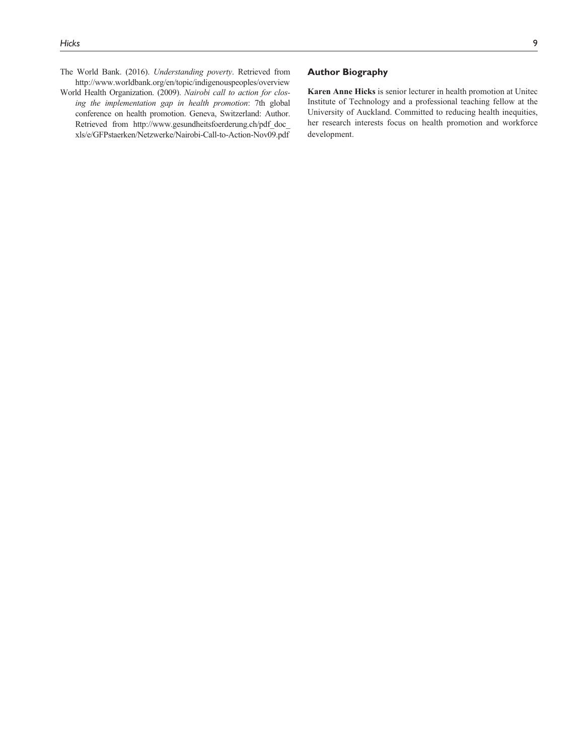The World Bank. (2016). *Understanding poverty*. Retrieved from http://www.worldbank.org/en/topic/indigenouspeoples/overview

World Health Organization. (2009). *Nairobi call to action for closing the implementation gap in health promotion*: 7th global conference on health promotion. Geneva, Switzerland: Author. Retrieved from http://www.gesundheitsfoerderung.ch/pdf_doc_xls/e/GFPstaerken/Netzwerke/Nairobi-Call-to-Action-Nov09.pdf

## Author Biography

**Karen Anne Hicks** is senior lecturer in health promotion at Unitec Institute of Technology and a professional teaching fellow at the University of Auckland. Committed to reducing health inequities, her research interests focus on health promotion and workforce development.